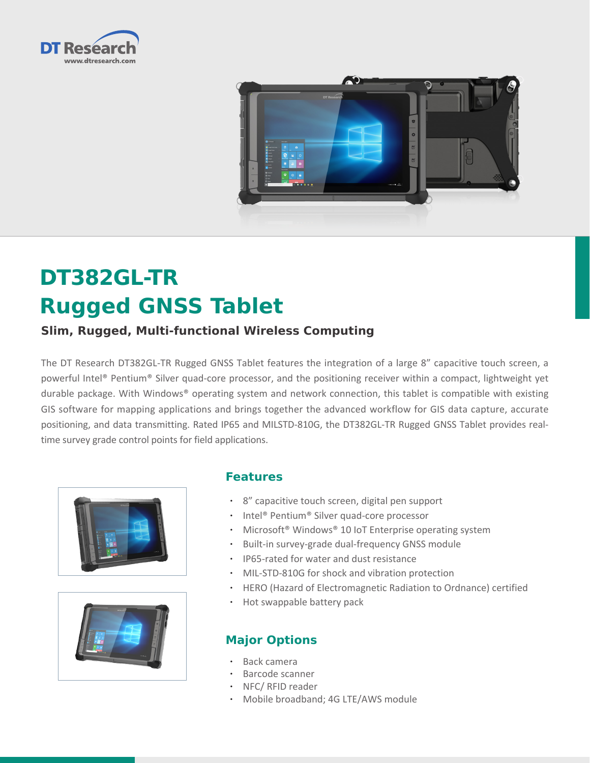# DT382GL-TR
# Rugged GNSS Tablet

**Slim, Rugged, Multi-functional Wireless Computing**

The DT Research DT382GL-TR Rugged GNSS Tablet features the integration of a large 8" capacitive touch screen, a powerful Intel® Pentium® Silver quad-core processor, and the positioning receiver within a compact, lightweight yet durable package. With Windows® operating system and network connection, this tablet is compatible with existing GIS software for mapping applications and brings together the advanced workflow for GIS data capture, accurate positioning, and data transmitting. Rated IP65 and MILSTD-810G, the DT382GL-TR Rugged GNSS Tablet provides real-time survey grade control points for field applications.

## Features

- 8" capacitive touch screen, digital pen support
- Intel® Pentium® Silver quad-core processor
- Microsoft® Windows® 10 IoT Enterprise operating system
- Built-in survey-grade dual-frequency GNSS module
- IP65-rated for water and dust resistance
- MIL-STD-810G for shock and vibration protection
- HERO (Hazard of Electromagnetic Radiation to Ordnance) certified
- Hot swappable battery pack

## Major Options

- Back camera
- Barcode scanner
- NFC/ RFID reader
- Mobile broadband; 4G LTE/AWS module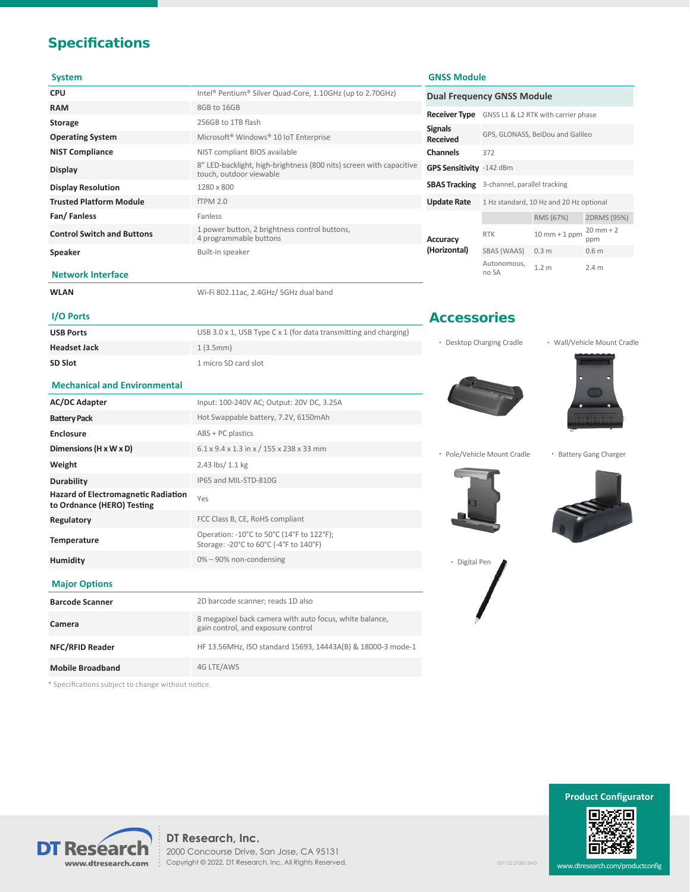# Specifications

## System

| | |
|---|---|
| **CPU** | Intel® Pentium® Silver Quad-Core, 1.10GHz (up to 2.70GHz) |
| **RAM** | 8GB to 16GB |
| **Storage** | 256GB to 1TB flash |
| **Operating System** | Microsoft® Windows® 10 IoT Enterprise |
| **NIST Compliance** | NIST compliant BIOS available |
| **Display** | 8" LED-backlight, high-brightness (800 nits) screen with capacitive touch, outdoor viewable |
| **Display Resolution** | 1280 x 800 |
| **Trusted Platform Module** | fTPM 2.0 |
| **Fan/ Fanless** | Fanless |
| **Control Switch and Buttons** | 1 power button, 2 brightness control buttons, 4 programmable buttons |
| **Speaker** | Built-in speaker |

## Network Interface

| | |
|---|---|
| **WLAN** | Wi-Fi 802.11ac, 2.4GHz/ 5GHz dual band |

## I/O Ports

| | |
|---|---|
| **USB Ports** | USB 3.0 x 1, USB Type C x 1 (for data transmitting and charging) |
| **Headset Jack** | 1 (3.5mm) |
| **SD Slot** | 1 micro SD card slot |

## Mechanical and Environmental

| | |
|---|---|
| **AC/DC Adapter** | Input: 100-240V AC; Output: 20V DC, 3.25A |
| **Battery Pack** | Hot Swappable battery, 7.2V, 6150mAh |
| **Enclosure** | ABS + PC plastics |
| **Dimensions (H x W x D)** | 6.1 x 9.4 x 1.3 in x / 155 x 238 x 33 mm |
| **Weight** | 2.43 lbs/ 1.1 kg |
| **Durability** | IP65 and MIL-STD-810G |
| **Hazard of Electromagnetic Radiation to Ordnance (HERO) Testing** | Yes |
| **Regulatory** | FCC Class B, CE, RoHS compliant |
| **Temperature** | Operation: -10°C to 50°C (14°F to 122°F); Storage: -20°C to 60°C (-4°F to 140°F) |
| **Humidity** | 0% – 90% non-condensing |

## Major Options

| | |
|---|---|
| **Barcode Scanner** | 2D barcode scanner; reads 1D also |
| **Camera** | 8 megapixel back camera with auto focus, white balance, gain control, and exposure control |
| **NFC/RFID Reader** | HF 13.56MHz, ISO standard 15693, 14443A(B) & 18000-3 mode-1 |
| **Mobile Broadband** | 4G LTE/AWS |

* Specifications subject to change without notice.

## GNSS Module

### Dual Frequency GNSS Module

| | | | |
|---|---|---|---|
| **Receiver Type** | GNSS L1 & L2 RTK with carrier phase | | |
| **Signals Received** | GPS, GLONASS, BeiDou and Galileo | | |
| **Channels** | 372 | | |
| **GPS Sensitivity** | -142 dBm | | |
| **SBAS Tracking** | 3-channel, parallel tracking | | |
| **Update Rate** | 1 Hz standard, 10 Hz and 20 Hz optional | | |
| **Accuracy (Horizontal)** | | RMS (67%) | 2DRMS (95%) |
| | RTK | 10 mm + 1 ppm | 20 mm + 2 ppm |
| | SBAS (WAAS) | 0.3 m | 0.6 m |
| | Autonomous, no SA | 1.2 m | 2.4 m |

# Accessories

- Desktop Charging Cradle
- Wall/Vehicle Mount Cradle
- Pole/Vehicle Mount Cradle
- Battery Gang Charger
- Digital Pen

**DT Research, Inc.**
2000 Concourse Drive, San Jose, CA 95131
Copyright © 2022, DT Research, Inc. All Rights Reserved.

www.dtresearch.com

031122 DT382 ENG

**Product Configurator**
www.dtresearch.com/productconfig